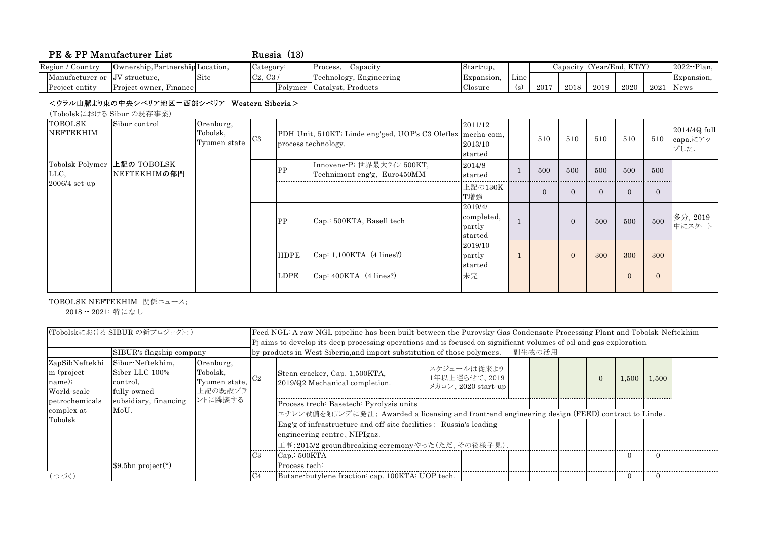# PE & PP Manufacturer List　　Russia（13）

| Region / Country<br>Manufacturer or<br>Project entity | Ownership,Partnership,<br>JV structure,<br>Project owner, Finance | Location,<br>Site | Category:<br>C2, C3 / | Polymer | Process, Capacity<br>Technology, Engineering<br>Catalyst, Products | Start-up,<br>Expansion,<br>Closure | Line<br>(s) | 2017 | 2018 | 2019 | 2020 | 2021 | 2022--Plan,<br>Expansion,<br>News |
|---|---|---|---|---|---|---|---|---|---|---|---|---|---|
| | | | | | | | | Capacity (Year/End, KT/Y) | | | | | |

## <ウラル山脈より東の中央シベリア地区＝西部シベリア　Western Siberia>

(Tobolskにおける Sibur の既存事業)

| Manufacturer | Ownership | Location | Category | Polymer | Process, Capacity | Start-up | Line(s) | 2017 | 2018 | 2019 | 2020 | 2021 | 2022--Plan, News |
|---|---|---|---|---|---|---|---|---|---|---|---|---|---|
| TOBOLSK NEFTEKHIM | Sibur control | Orenburg, Tobolsk, Tyumen state | C3 | | PDH Unit, 510KT; Linde eng'ged, UOP's C3 Oleflex process technology. | 2011/12 mecha-com, 2013/10 started | | 510 | 510 | 510 | 510 | 510 | 2014/4Q full capa.にアップした. |
| Tobolsk Polymer LLC, 2006/4 set-up | 上記の TOBOLSK NEFTEKHIMの部門 | | | PP | Innovene-P; 世界最大ライン 500KT, Technimont eng'g, Euro450MM | 2014/8 started | 1 | 500 | 500 | 500 | 500 | 500 | |
| | | | | | | 上記の130KT増強 | | 0 | 0 | 0 | 0 | 0 | |
| | | | | PP | Cap.: 500KTA, Basell tech | 2019/4/ completed, partly started | 1 | | 0 | 500 | 500 | 500 | 多分, 2019中にスタート |
| | | | | HDPE | Cap: 1,100KTA (4 lines?) | 2019/10 partly started | 1 | | 0 | 300 | 300 | 300 | |
| | | | | LDPE | Cap: 400KTA (4 lines?) | 未完 | | | | | 0 | 0 | |

TOBOLSK NEFTEKHIM 関係ニュース;

2018 -- 2021: 特になし

(Tobolskにおける SIBUR の新プロジェクト:)

Feed NGL: A raw NGL pipeline has been built between the Purovsky Gas Condensate Processing Plant and Tobolsk-Neftekhim

Pj aims to develop its deep processing operations and is focused on significant volumes of oil and gas exploration by-products in West Siberia,and import substitution of those polymers.　副生物の活用

| Manufacturer | Ownership | Location | Category | Process, Capacity | Start-up | Line(s) | 2017 | 2018 | 2019 | 2020 | 2021 | 2022--Plan, News |
|---|---|---|---|---|---|---|---|---|---|---|---|---|
| ZapSibNeftekhim (project name); World-scale petrochemicals complex at Tobolsk | SIBUR's flagship company<br>Sibur-Neftekhim, Siber LLC 100% control, fully-owned subsidiary, financing MoU.<br>$9.5bn project(*) | Orenburg, Tobolsk, Tyumen state, 上記の既設プラントに隣接する | C2 | Stean cracker, Cap. 1,500KTA, 2019/Q2 Mechanical completion. | スケジュールは従来より1年以上遅らせて、2019メカコン、2020 start-up | | | | 0 | 1,500 | 1,500 | |
| | | | | Process trech: Basetech: Pyrolysis units<br>エチレン設備を独リンデに発注; Awarded a licensing and front-end engineering design (FEED) contract to Linde.<br>Eng'g of infrastructure and off-site facilities: Russia's leading engineering centre、NIPIgaz.<br>工事:2015/2 groundbreaking ceremonyやった(ただ、その後様子見). | | | | | | | | |
| | | | C3 | Cap.: 500KTA<br>Process tech: | | | | | | 0 | 0 | |
| (つづく) | | | C4 | Butane-butylene fraction: cap. 100KTA; UOP tech. | | | | | | 0 | 0 | |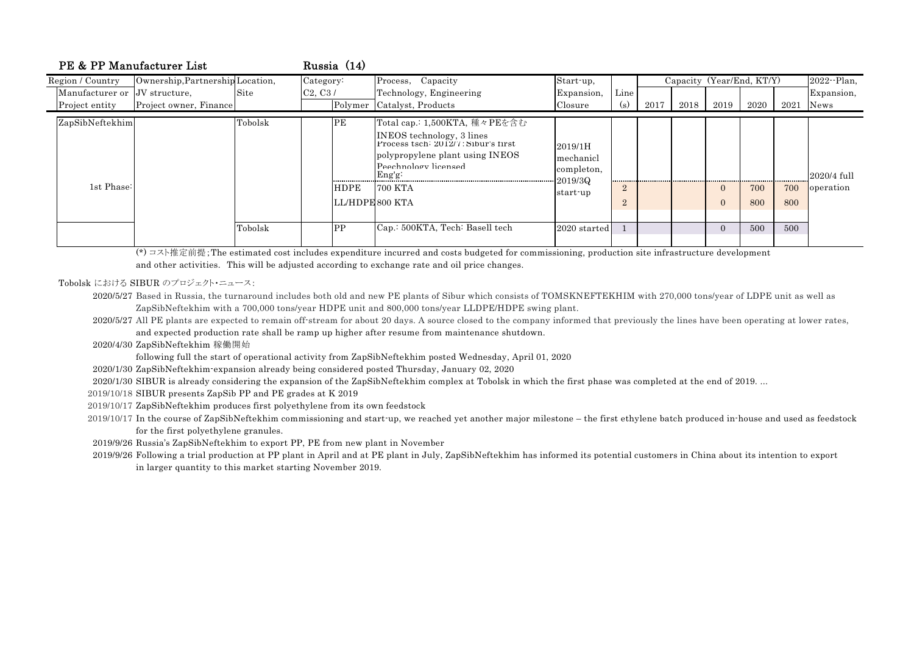**PE & PP Manufacturer List** **Russia (14)**

| Region / Country<br>Manufacturer or<br>Project entity | Ownership,Partnership<br>JV structure,<br>Project owner, Finance | Location,<br>Site | Category:<br>C2, C3 / | <br><br>Polymer | Process, Capacity<br>Technology, Engineering<br>Catalyst, Products | Start-up,<br>Expansion,<br>Closure | <br>Line<br>(s) | Capacity (Year/End, KT/Y)<br>2017 | <br>2018 | <br>2019 | <br>2020 | <br>2021 | 2022--Plan,<br>Expansion,<br>News |
|---|---|---|---|---|---|---|---|---|---|---|---|---|---|
| ZapSibNeftekhim | | Tobolsk | | PE | Total cap.: 1,500KTA, 種々PEを含む<br>INEOS technology, 3 lines<br>Process tsch: 2012/7: Sibur's first polypropylene plant using INEOS<br>Peechnology licensed<br>Eng'g: | 2019/1H mechanicl completon, 2019/3Q start-up | | | | | | | 2020/4 full operation |
| 1st Phase: | | | | HDPE | 700 KTA | | 2 | | | 0 | 700 | 700 | |
| | | | | LL/HDPE | 800 KTA | | 2 | | | 0 | 800 | 800 | |
| | | Tobolsk | | PP | Cap.: 500KTA, Tech: Basell tech | 2020 started | 1 | | | 0 | 500 | 500 | |

(*) コスト推定前提;The estimated cost includes expenditure incurred and costs budgeted for commissioning, production site infrastructure development and other activities. This will be adjusted according to exchange rate and oil price changes.

Tobolsk における SIBUR のプロジェクト・ニュース:

- 2020/5/27 Based in Russia, the turnaround includes both old and new PE plants of Sibur which consists of TOMSKNEFTEKHIM with 270,000 tons/year of LDPE unit as well as ZapSibNeftekhim with a 700,000 tons/year HDPE unit and 800,000 tons/year LLDPE/HDPE swing plant.
- 2020/5/27 All PE plants are expected to remain off-stream for about 20 days. A source closed to the company informed that previously the lines have been operating at lower rates, and expected production rate shall be ramp up higher after resume from maintenance shutdown.
- 2020/4/30 ZapSibNeftekhim 稼働開始
  following full the start of operational activity from ZapSibNeftekhim posted Wednesday, April 01, 2020
- 2020/1/30 ZapSibNeftekhim-expansion already being considered posted Thursday, January 02, 2020
- 2020/1/30 SIBUR is already considering the expansion of the ZapSibNeftekhim complex at Tobolsk in which the first phase was completed at the end of 2019. ...
- 2019/10/18 SIBUR presents ZapSib PP and PE grades at K 2019
- 2019/10/17 ZapSibNeftekhim produces first polyethylene from its own feedstock
- 2019/10/17 In the course of ZapSibNeftekhim commissioning and start-up, we reached yet another major milestone – the first ethylene batch produced in-house and used as feedstock for the first polyethylene granules.
- 2019/9/26 Russia's ZapSibNeftekhim to export PP, PE from new plant in November
- 2019/9/26 Following a trial production at PP plant in April and at PE plant in July, ZapSibNeftekhim has informed its potential customers in China about its intention to export in larger quantity to this market starting November 2019.